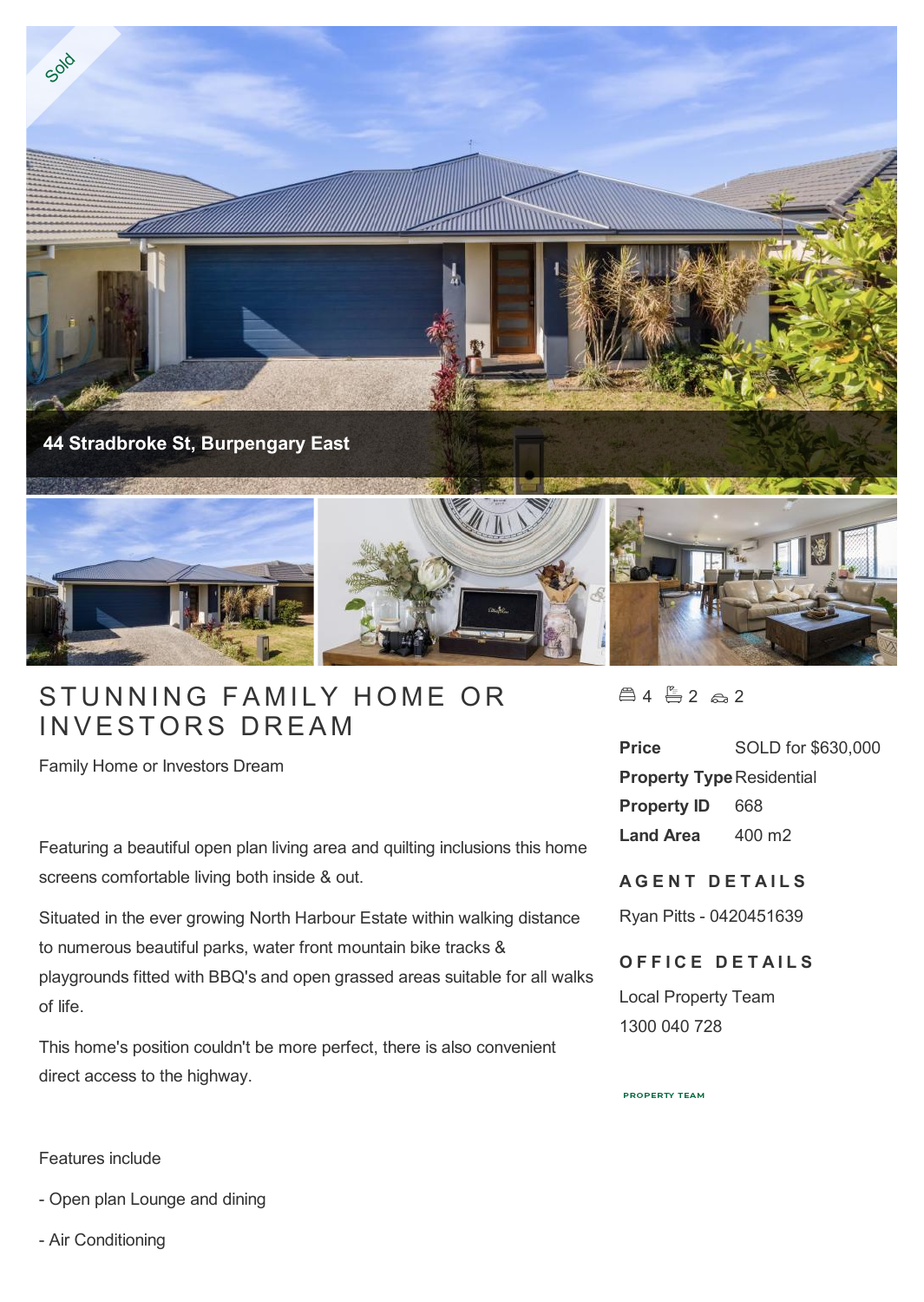Sold

44 Stradbroke St, Burpengary East

# STUNNING FAMILY HOME OR INVESTORS DREAM

Family Home or Investors Dream

Featuring a beautiful open plan living area and quilting inclusions this home screens comfortable living both inside & out.

Situated in the ever growing North Harbour Estate within walking distance to numerous beautiful parks, water front mountain bike tracks & playgrounds fitted with BBQ's and open grassed areas suitable for all walks of life.

This home's position couldn't be more perfect, there is also convenient direct access to the highway.

Features include

- Open plan Lounge and dining

- Air Conditioning

4 2 2

| | |
|---|---|
| **Price** | SOLD for $630,000 |
| **Property Type** | Residential |
| **Property ID** | 668 |
| **Land Area** | 400 m2 |

## AGENT DETAILS

Ryan Pitts - 0420451639

## OFFICE DETAILS

Local Property Team
1300 040 728

PROPERTY TEAM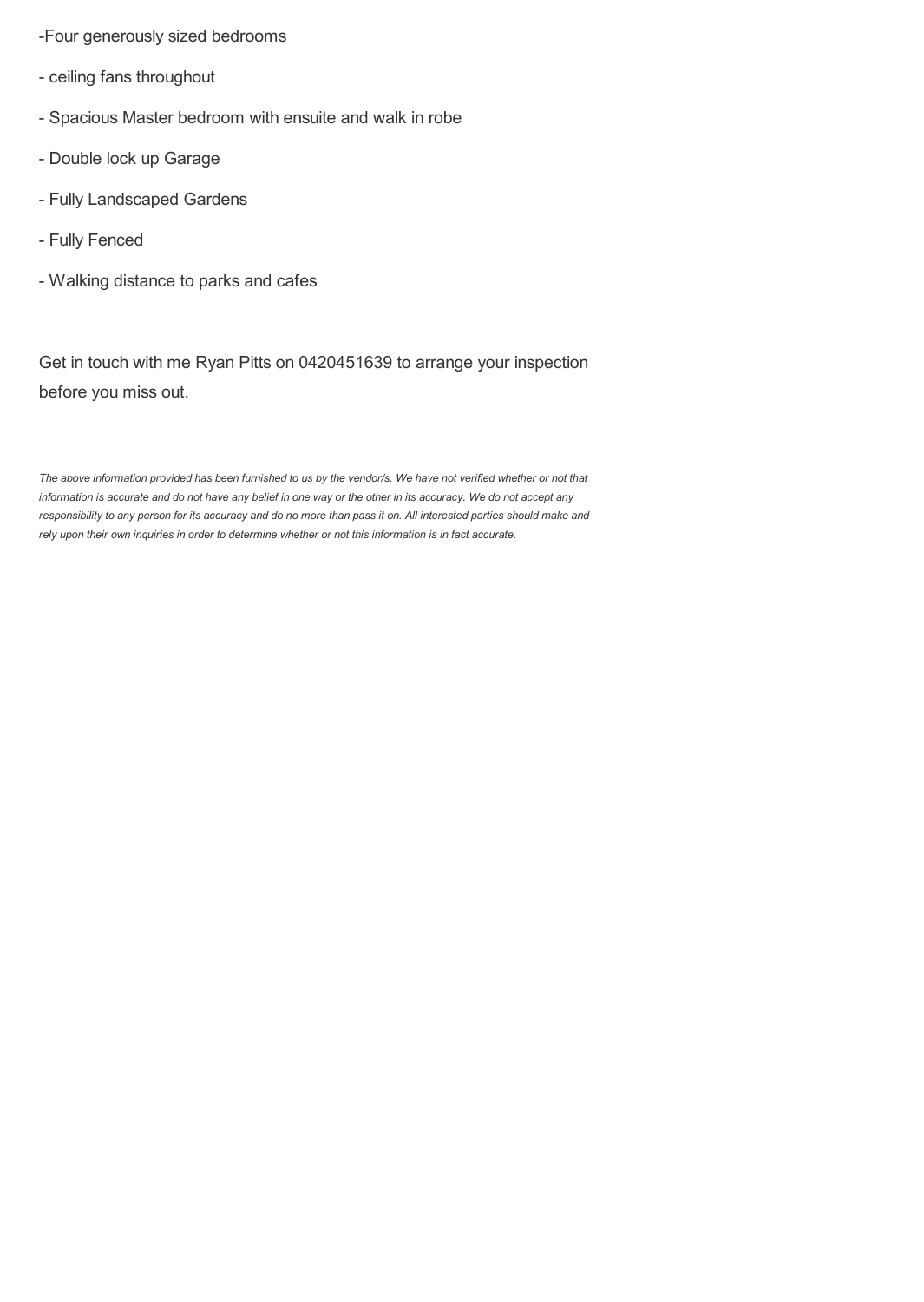-Four generously sized bedrooms

- ceiling fans throughout

- Spacious Master bedroom with ensuite and walk in robe

- Double lock up Garage

- Fully Landscaped Gardens

- Fully Fenced

- Walking distance to parks and cafes

Get in touch with me Ryan Pitts on 0420451639 to arrange your inspection before you miss out.

*The above information provided has been furnished to us by the vendor/s. We have not verified whether or not that information is accurate and do not have any belief in one way or the other in its accuracy. We do not accept any responsibility to any person for its accuracy and do no more than pass it on. All interested parties should make and rely upon their own inquiries in order to determine whether or not this information is in fact accurate.*